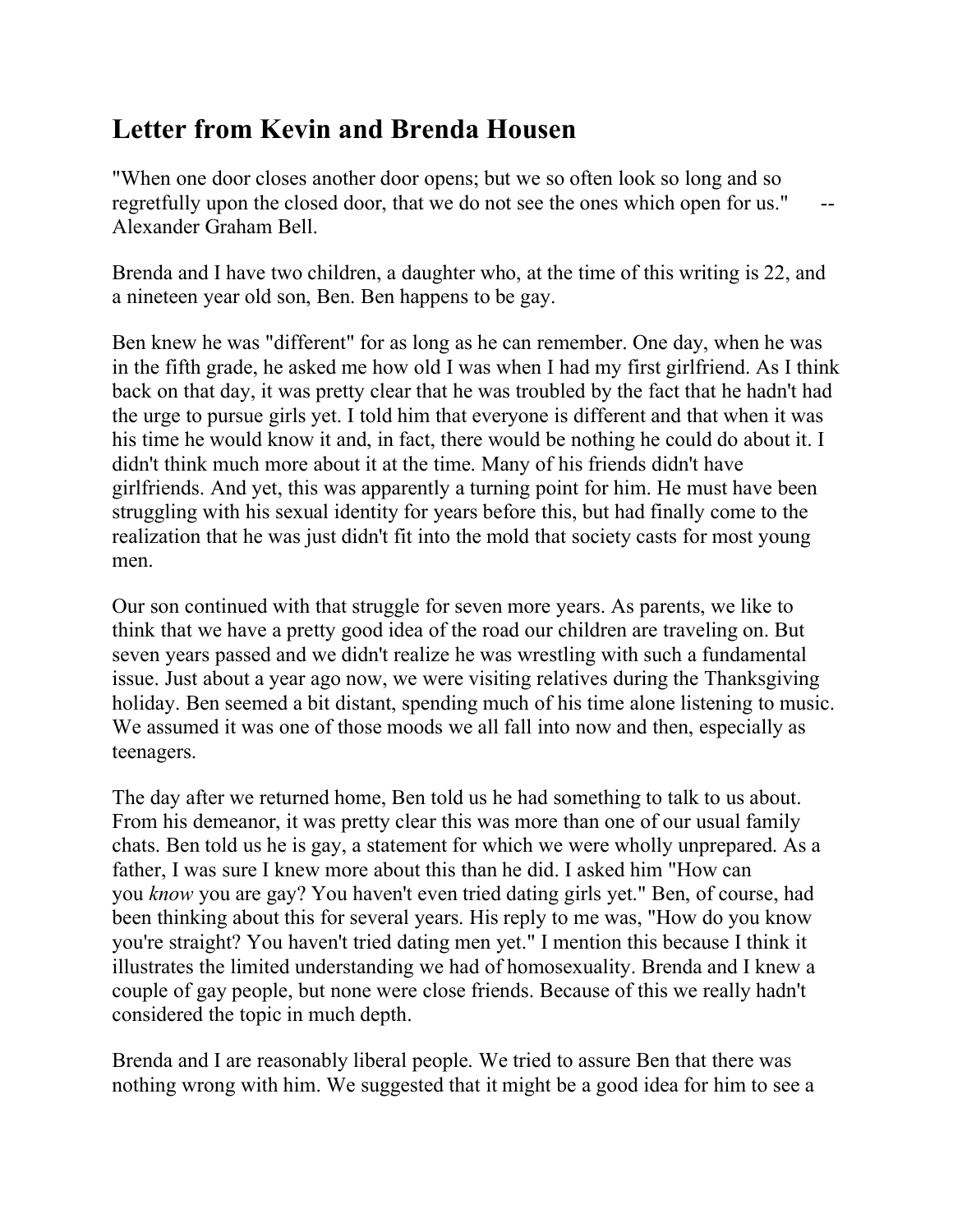## Letter from Kevin and Brenda Housen

"When one door closes another door opens; but we so often look so long and so regretfully upon the closed door, that we do not see the ones which open for us." -- Alexander Graham Bell.

Brenda and I have two children, a daughter who, at the time of this writing is 22, and a nineteen year old son, Ben. Ben happens to be gay.

Ben knew he was "different" for as long as he can remember. One day, when he was in the fifth grade, he asked me how old I was when I had my first girlfriend. As I think back on that day, it was pretty clear that he was troubled by the fact that he hadn't had the urge to pursue girls yet. I told him that everyone is different and that when it was his time he would know it and, in fact, there would be nothing he could do about it. I didn't think much more about it at the time. Many of his friends didn't have girlfriends. And yet, this was apparently a turning point for him. He must have been struggling with his sexual identity for years before this, but had finally come to the realization that he was just didn't fit into the mold that society casts for most young men.

Our son continued with that struggle for seven more years. As parents, we like to think that we have a pretty good idea of the road our children are traveling on. But seven years passed and we didn't realize he was wrestling with such a fundamental issue. Just about a year ago now, we were visiting relatives during the Thanksgiving holiday. Ben seemed a bit distant, spending much of his time alone listening to music. We assumed it was one of those moods we all fall into now and then, especially as teenagers.

The day after we returned home, Ben told us he had something to talk to us about. From his demeanor, it was pretty clear this was more than one of our usual family chats. Ben told us he is gay, a statement for which we were wholly unprepared. As a father, I was sure I knew more about this than he did. I asked him "How can you *know* you are gay? You haven't even tried dating girls yet." Ben, of course, had been thinking about this for several years. His reply to me was, "How do you know you're straight? You haven't tried dating men yet." I mention this because I think it illustrates the limited understanding we had of homosexuality. Brenda and I knew a couple of gay people, but none were close friends. Because of this we really hadn't considered the topic in much depth.

Brenda and I are reasonably liberal people. We tried to assure Ben that there was nothing wrong with him. We suggested that it might be a good idea for him to see a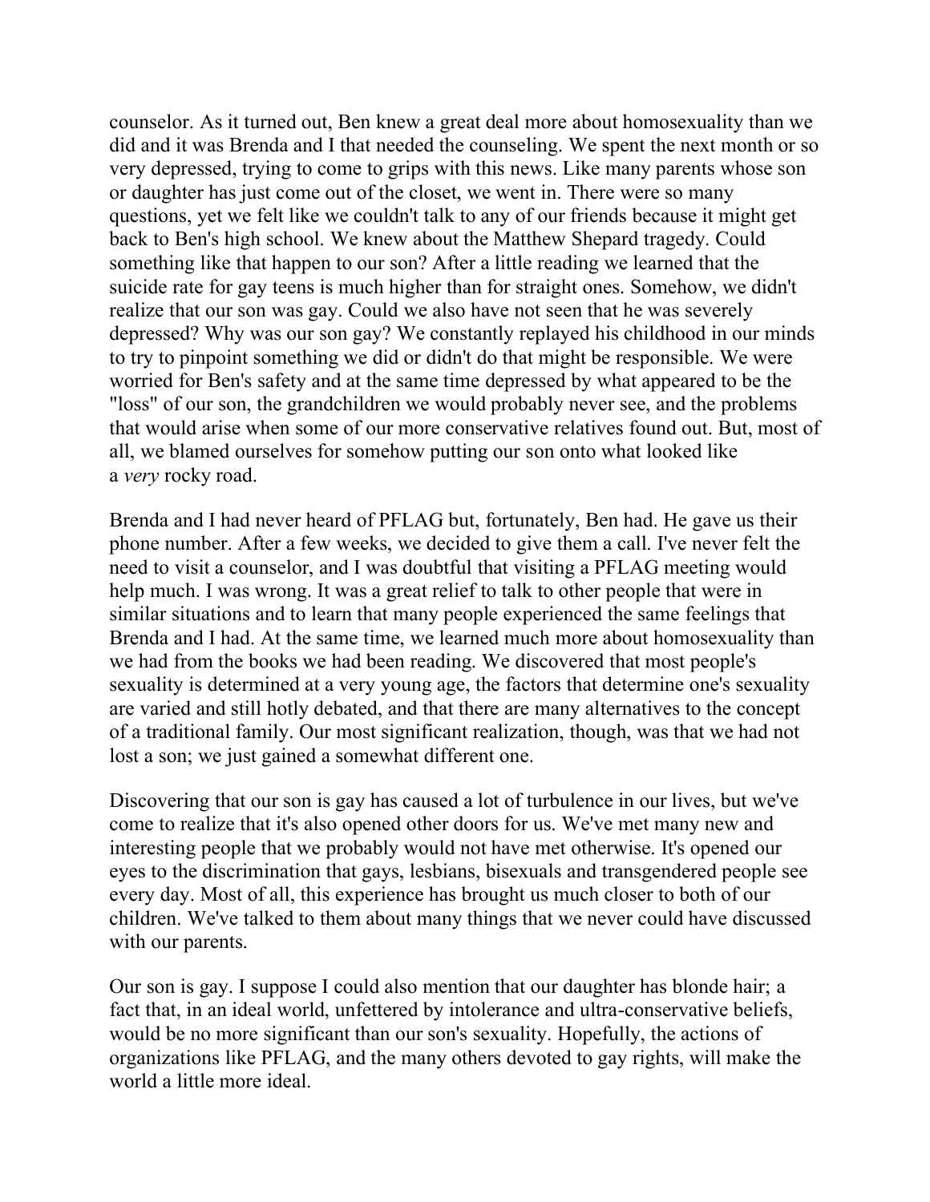counselor. As it turned out, Ben knew a great deal more about homosexuality than we did and it was Brenda and I that needed the counseling. We spent the next month or so very depressed, trying to come to grips with this news. Like many parents whose son or daughter has just come out of the closet, we went in. There were so many questions, yet we felt like we couldn't talk to any of our friends because it might get back to Ben's high school. We knew about the Matthew Shepard tragedy. Could something like that happen to our son? After a little reading we learned that the suicide rate for gay teens is much higher than for straight ones. Somehow, we didn't realize that our son was gay. Could we also have not seen that he was severely depressed? Why was our son gay? We constantly replayed his childhood in our minds to try to pinpoint something we did or didn't do that might be responsible. We were worried for Ben's safety and at the same time depressed by what appeared to be the "loss" of our son, the grandchildren we would probably never see, and the problems that would arise when some of our more conservative relatives found out. But, most of all, we blamed ourselves for somehow putting our son onto what looked like a *very* rocky road.

Brenda and I had never heard of PFLAG but, fortunately, Ben had. He gave us their phone number. After a few weeks, we decided to give them a call. I've never felt the need to visit a counselor, and I was doubtful that visiting a PFLAG meeting would help much. I was wrong. It was a great relief to talk to other people that were in similar situations and to learn that many people experienced the same feelings that Brenda and I had. At the same time, we learned much more about homosexuality than we had from the books we had been reading. We discovered that most people's sexuality is determined at a very young age, the factors that determine one's sexuality are varied and still hotly debated, and that there are many alternatives to the concept of a traditional family. Our most significant realization, though, was that we had not lost a son; we just gained a somewhat different one.

Discovering that our son is gay has caused a lot of turbulence in our lives, but we've come to realize that it's also opened other doors for us. We've met many new and interesting people that we probably would not have met otherwise. It's opened our eyes to the discrimination that gays, lesbians, bisexuals and transgendered people see every day. Most of all, this experience has brought us much closer to both of our children. We've talked to them about many things that we never could have discussed with our parents.

Our son is gay. I suppose I could also mention that our daughter has blonde hair; a fact that, in an ideal world, unfettered by intolerance and ultra-conservative beliefs, would be no more significant than our son's sexuality. Hopefully, the actions of organizations like PFLAG, and the many others devoted to gay rights, will make the world a little more ideal.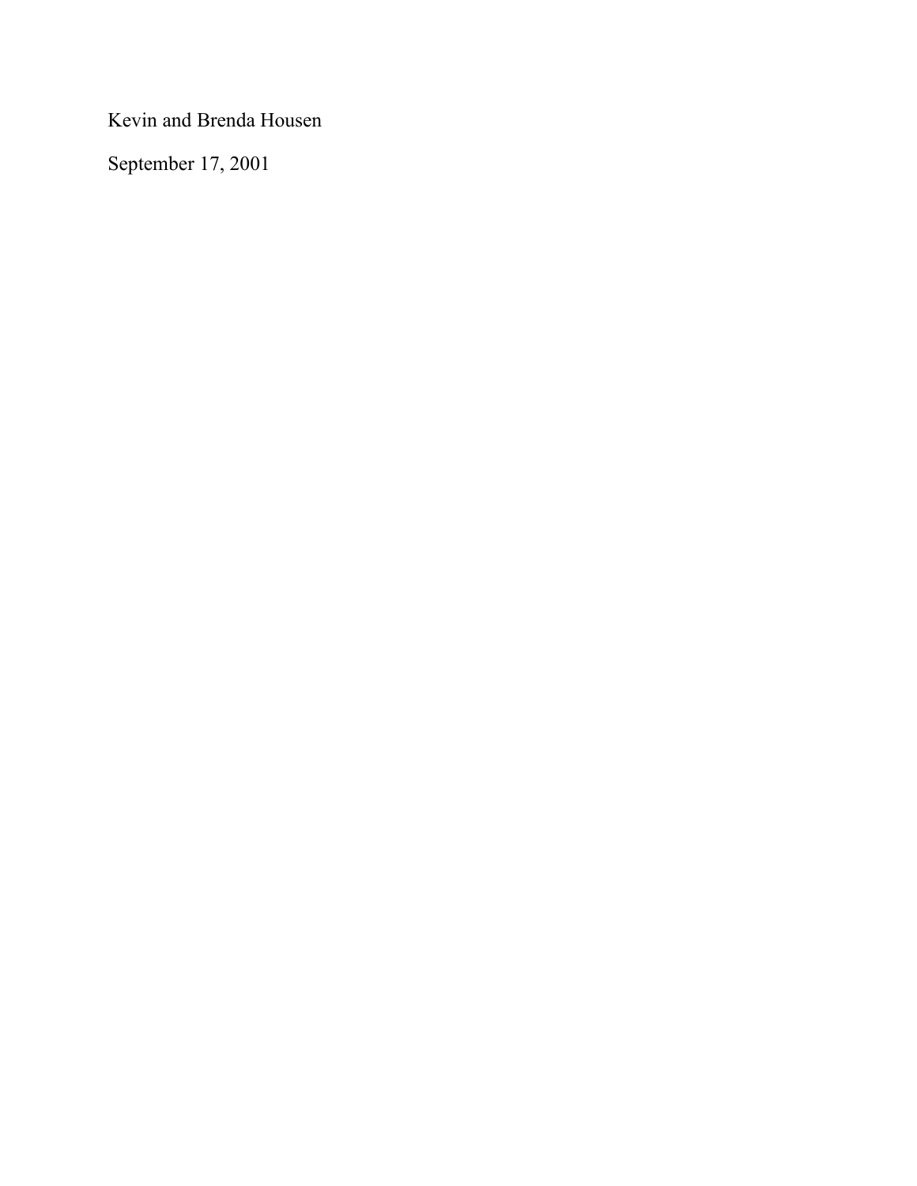Kevin and Brenda Housen

September 17, 2001